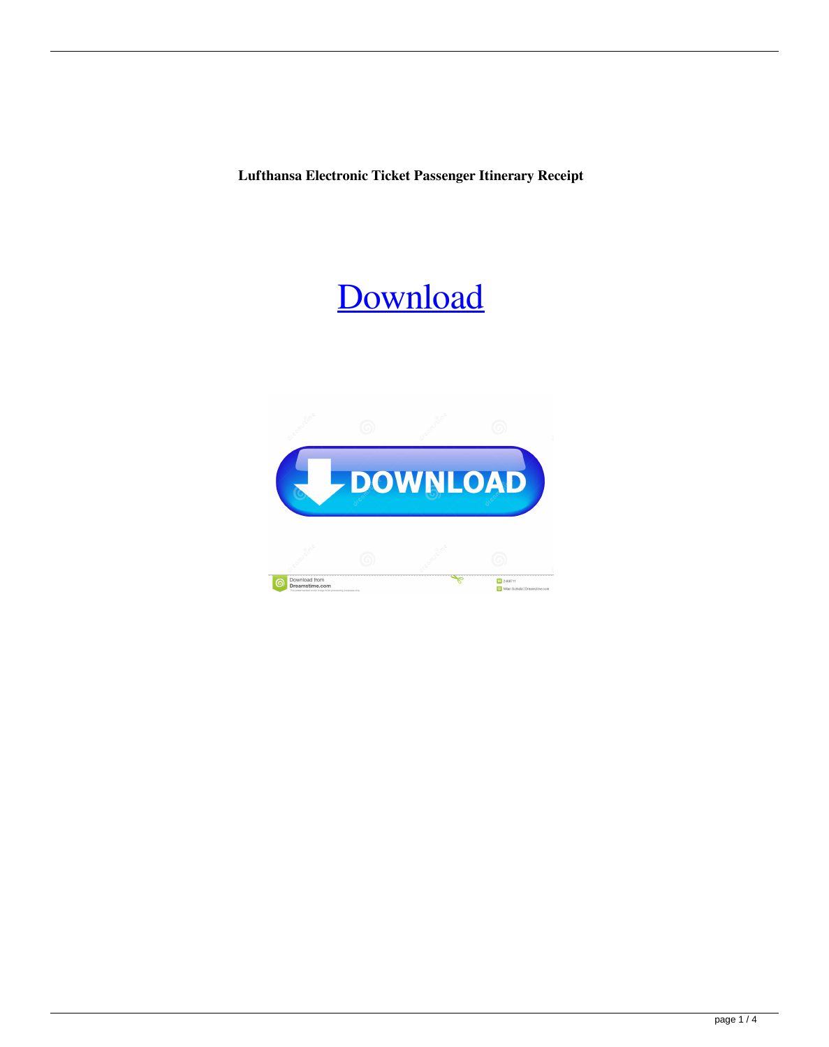**Lufthansa Electronic Ticket Passenger Itinerary Receipt**

[Download]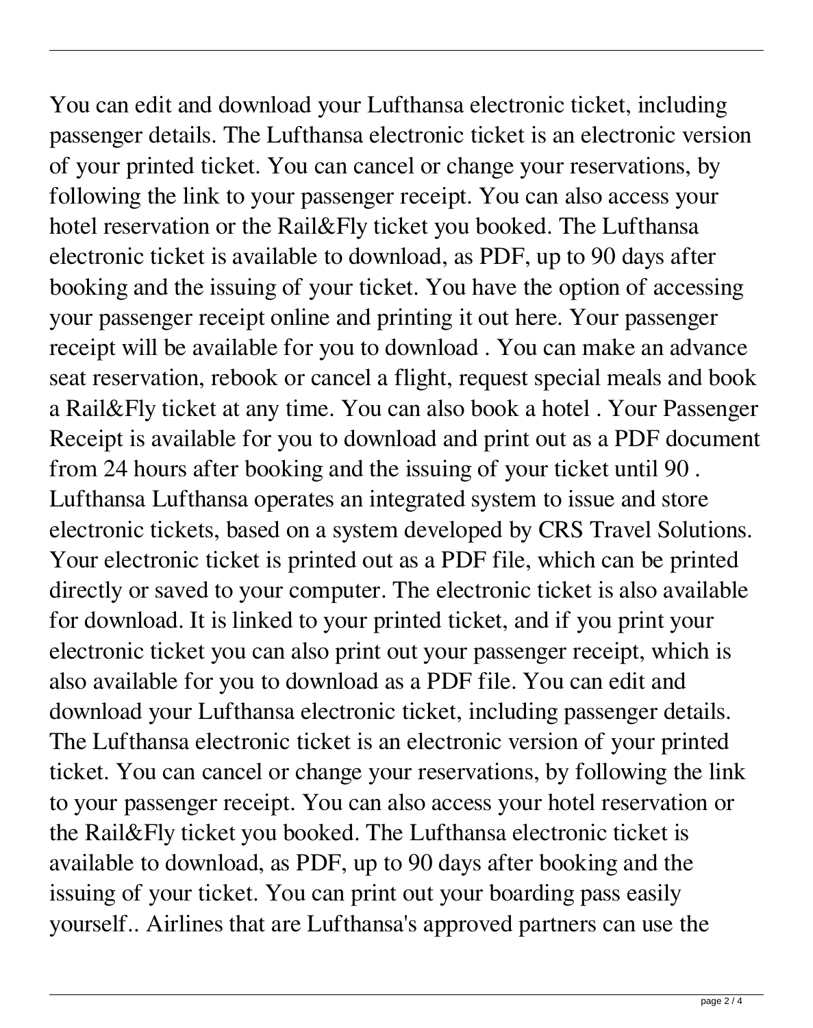You can edit and download your Lufthansa electronic ticket, including passenger details. The Lufthansa electronic ticket is an electronic version of your printed ticket. You can cancel or change your reservations, by following the link to your passenger receipt. You can also access your hotel reservation or the Rail&Fly ticket you booked. The Lufthansa electronic ticket is available to download, as PDF, up to 90 days after booking and the issuing of your ticket. You have the option of accessing your passenger receipt online and printing it out here. Your passenger receipt will be available for you to download . You can make an advance seat reservation, rebook or cancel a flight, request special meals and book a Rail&Fly ticket at any time. You can also book a hotel . Your Passenger Receipt is available for you to download and print out as a PDF document from 24 hours after booking and the issuing of your ticket until 90 . Lufthansa Lufthansa operates an integrated system to issue and store electronic tickets, based on a system developed by CRS Travel Solutions. Your electronic ticket is printed out as a PDF file, which can be printed directly or saved to your computer. The electronic ticket is also available for download. It is linked to your printed ticket, and if you print your electronic ticket you can also print out your passenger receipt, which is also available for you to download as a PDF file. You can edit and download your Lufthansa electronic ticket, including passenger details. The Lufthansa electronic ticket is an electronic version of your printed ticket. You can cancel or change your reservations, by following the link to your passenger receipt. You can also access your hotel reservation or the Rail&Fly ticket you booked. The Lufthansa electronic ticket is available to download, as PDF, up to 90 days after booking and the issuing of your ticket. You can print out your boarding pass easily yourself.. Airlines that are Lufthansa's approved partners can use the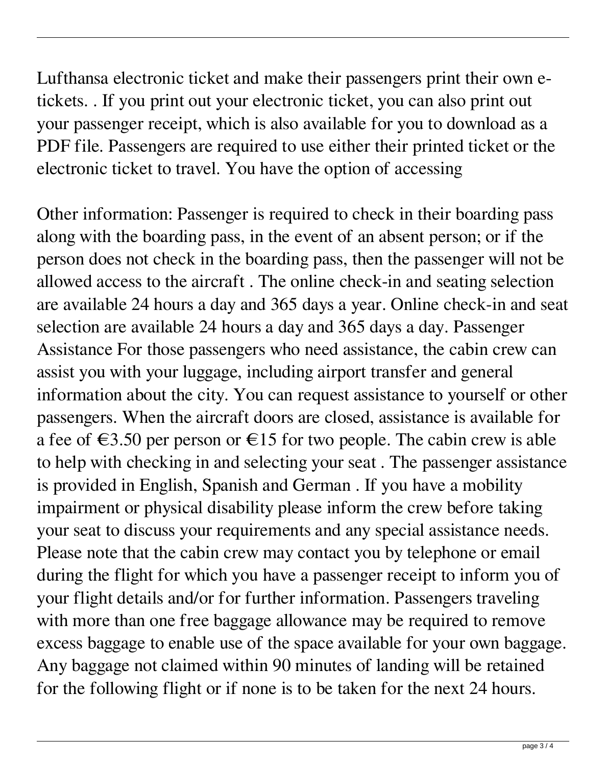Lufthansa electronic ticket and make their passengers print their own e-tickets. . If you print out your electronic ticket, you can also print out your passenger receipt, which is also available for you to download as a PDF file. Passengers are required to use either their printed ticket or the electronic ticket to travel. You have the option of accessing

Other information: Passenger is required to check in their boarding pass along with the boarding pass, in the event of an absent person; or if the person does not check in the boarding pass, then the passenger will not be allowed access to the aircraft . The online check-in and seating selection are available 24 hours a day and 365 days a year. Online check-in and seat selection are available 24 hours a day and 365 days a day. Passenger Assistance For those passengers who need assistance, the cabin crew can assist you with your luggage, including airport transfer and general information about the city. You can request assistance to yourself or other passengers. When the aircraft doors are closed, assistance is available for a fee of €3.50 per person or €15 for two people. The cabin crew is able to help with checking in and selecting your seat . The passenger assistance is provided in English, Spanish and German . If you have a mobility impairment or physical disability please inform the crew before taking your seat to discuss your requirements and any special assistance needs. Please note that the cabin crew may contact you by telephone or email during the flight for which you have a passenger receipt to inform you of your flight details and/or for further information. Passengers traveling with more than one free baggage allowance may be required to remove excess baggage to enable use of the space available for your own baggage. Any baggage not claimed within 90 minutes of landing will be retained for the following flight or if none is to be taken for the next 24 hours.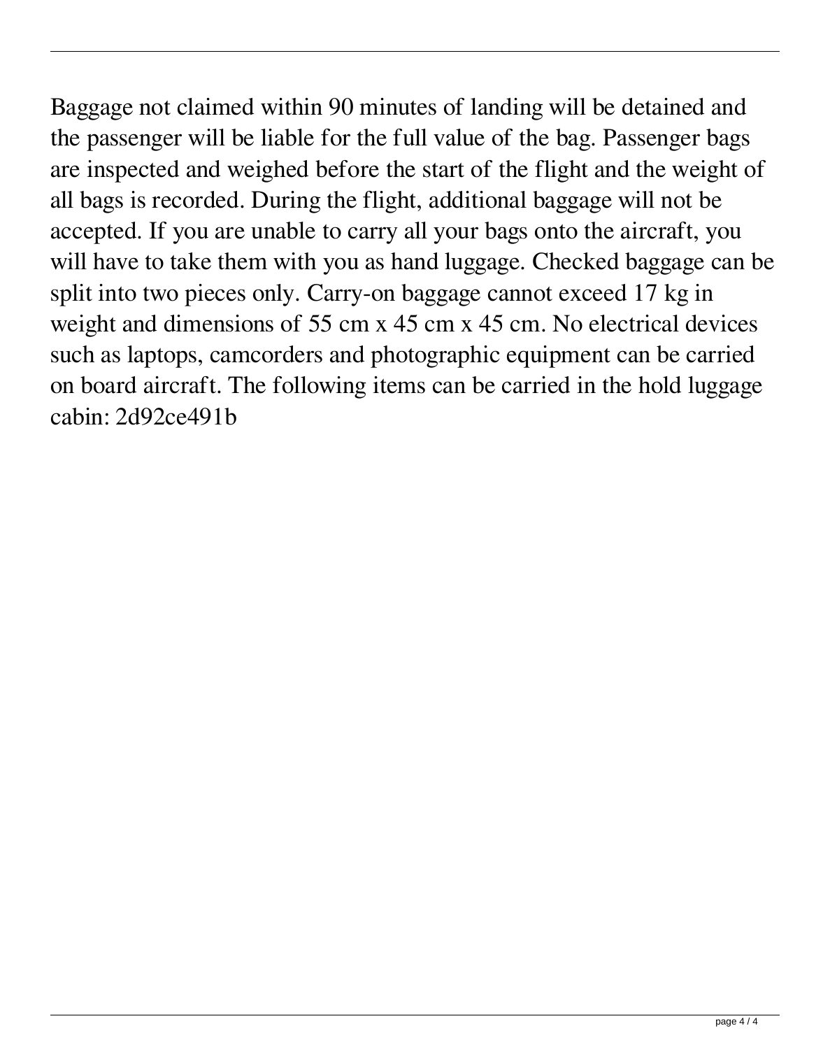Baggage not claimed within 90 minutes of landing will be detained and the passenger will be liable for the full value of the bag. Passenger bags are inspected and weighed before the start of the flight and the weight of all bags is recorded. During the flight, additional baggage will not be accepted. If you are unable to carry all your bags onto the aircraft, you will have to take them with you as hand luggage. Checked baggage can be split into two pieces only. Carry-on baggage cannot exceed 17 kg in weight and dimensions of 55 cm x 45 cm x 45 cm. No electrical devices such as laptops, camcorders and photographic equipment can be carried on board aircraft. The following items can be carried in the hold luggage cabin: 2d92ce491b